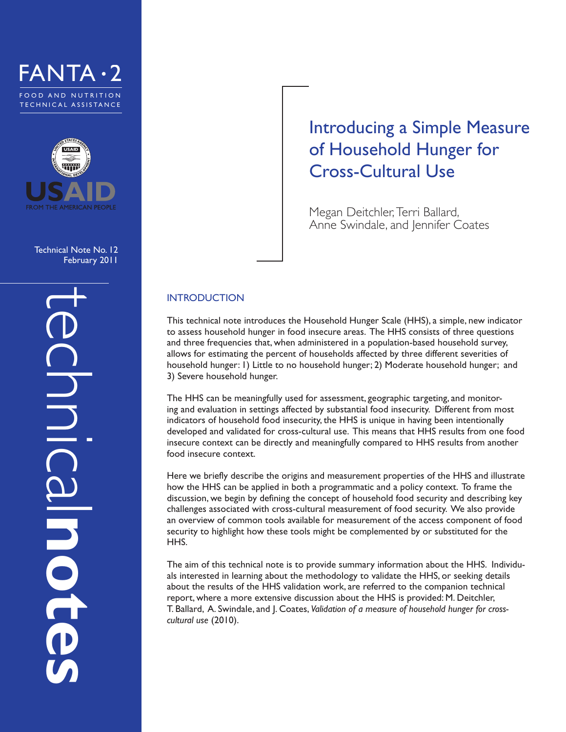FANTA·2

FOOD AND NUTRITION TECHNICAL ASSISTANCE

USAID FROM THE AMERICAN PEOPLE

Technical Note No. 12
February 2011

technical**notes**

# Introducing a Simple Measure of Household Hunger for Cross-Cultural Use

Megan Deitchler, Terri Ballard, Anne Swindale, and Jennifer Coates

## INTRODUCTION

This technical note introduces the Household Hunger Scale (HHS), a simple, new indicator to assess household hunger in food insecure areas. The HHS consists of three questions and three frequencies that, when administered in a population-based household survey, allows for estimating the percent of households affected by three different severities of household hunger: 1) Little to no household hunger; 2) Moderate household hunger; and 3) Severe household hunger.

The HHS can be meaningfully used for assessment, geographic targeting, and monitoring and evaluation in settings affected by substantial food insecurity. Different from most indicators of household food insecurity, the HHS is unique in having been intentionally developed and validated for cross-cultural use. This means that HHS results from one food insecure context can be directly and meaningfully compared to HHS results from another food insecure context.

Here we briefly describe the origins and measurement properties of the HHS and illustrate how the HHS can be applied in both a programmatic and a policy context. To frame the discussion, we begin by defining the concept of household food security and describing key challenges associated with cross-cultural measurement of food security. We also provide an overview of common tools available for measurement of the access component of food security to highlight how these tools might be complemented by or substituted for the HHS.

The aim of this technical note is to provide summary information about the HHS. Individuals interested in learning about the methodology to validate the HHS, or seeking details about the results of the HHS validation work, are referred to the companion technical report, where a more extensive discussion about the HHS is provided: M. Deitchler, T. Ballard, A. Swindale, and J. Coates, *Validation of a measure of household hunger for cross-cultural use* (2010).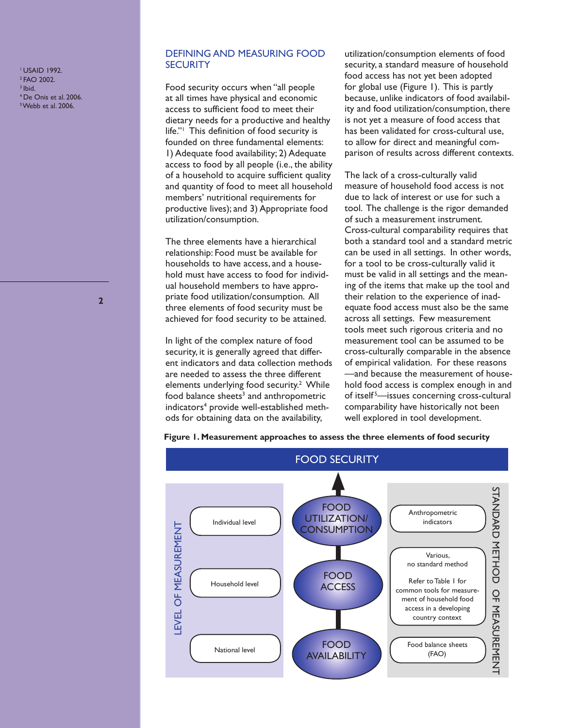## DEFINING AND MEASURING FOOD SECURITY

Food security occurs when "all people at all times have physical and economic access to sufficient food to meet their dietary needs for a productive and healthy life."[1] This definition of food security is founded on three fundamental elements: 1) Adequate food availability; 2) Adequate access to food by all people (i.e., the ability of a household to acquire sufficient quality and quantity of food to meet all household members' nutritional requirements for productive lives); and 3) Appropriate food utilization/consumption.

The three elements have a hierarchical relationship: Food must be available for households to have access, and a household must have access to food for individual household members to have appropriate food utilization/consumption. All three elements of food security must be achieved for food security to be attained.

In light of the complex nature of food security, it is generally agreed that different indicators and data collection methods are needed to assess the three different elements underlying food security.[2] While food balance sheets[3] and anthropometric indicators[4] provide well-established methods for obtaining data on the availability, utilization/consumption elements of food security, a standard measure of household food access has not yet been adopted for global use (Figure 1). This is partly because, unlike indicators of food availability and food utilization/consumption, there is not yet a measure of food access that has been validated for cross-cultural use, to allow for direct and meaningful comparison of results across different contexts.

The lack of a cross-culturally valid measure of household food access is not due to lack of interest or use for such a tool. The challenge is the rigor demanded of such a measurement instrument. Cross-cultural comparability requires that both a standard tool and a standard metric can be used in all settings. In other words, for a tool to be cross-culturally valid it must be valid in all settings and the meaning of the items that make up the tool and their relation to the experience of inadequate food access must also be the same across all settings. Few measurement tools meet such rigorous criteria and no measurement tool can be assumed to be cross-culturally comparable in the absence of empirical validation. For these reasons —and because the measurement of household food access is complex enough in and of itself[5]—issues concerning cross-cultural comparability have historically not been well explored in tool development.

**Figure 1. Measurement approaches to assess the three elements of food security**

| LEVEL OF MEASUREMENT | FOOD SECURITY | STANDARD METHOD OF MEASUREMENT |
|---|---|---|
| Individual level | FOOD UTILIZATION/ CONSUMPTION | Anthropometric indicators |
| Household level | FOOD ACCESS | Various, no standard method. Refer to Table 1 for common tools for measurement of household food access in a developing country context |
| National level | FOOD AVAILABILITY | Food balance sheets (FAO) |

[1] USAID 1992.
[2] FAO 2002.
[3] Ibid.
[4] De Onis et al. 2006.
[5] Webb et al. 2006.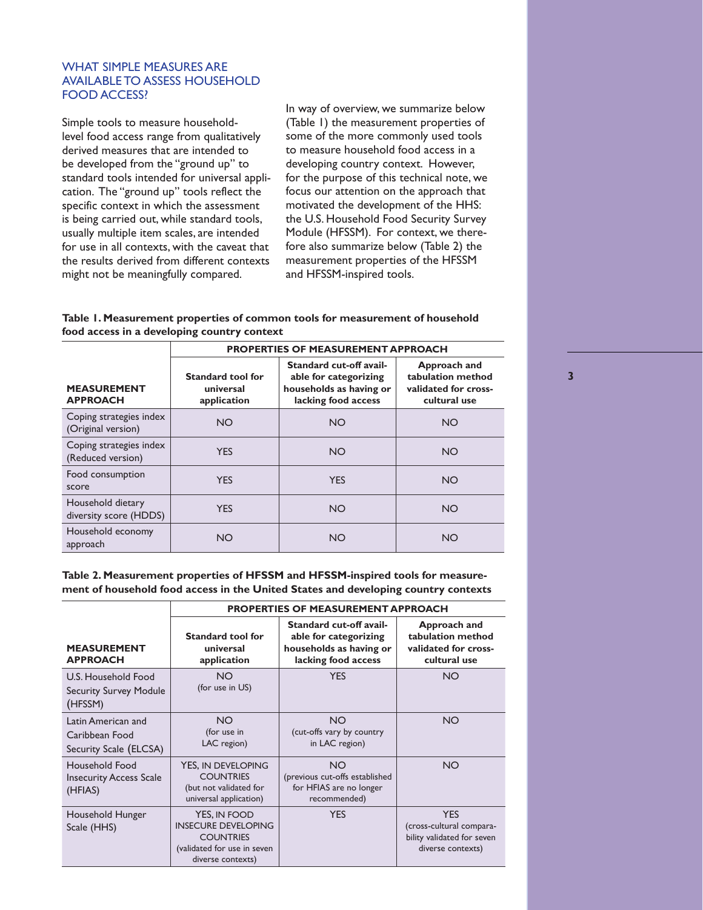## WHAT SIMPLE MEASURES ARE AVAILABLE TO ASSESS HOUSEHOLD FOOD ACCESS?

Simple tools to measure household-level food access range from qualitatively derived measures that are intended to be developed from the "ground up" to standard tools intended for universal application. The "ground up" tools reflect the specific context in which the assessment is being carried out, while standard tools, usually multiple item scales, are intended for use in all contexts, with the caveat that the results derived from different contexts might not be meaningfully compared.

In way of overview, we summarize below (Table 1) the measurement properties of some of the more commonly used tools to measure household food access in a developing country context. However, for the purpose of this technical note, we focus our attention on the approach that motivated the development of the HHS: the U.S. Household Food Security Survey Module (HFSSM). For context, we therefore also summarize below (Table 2) the measurement properties of the HFSSM and HFSSM-inspired tools.

**Table 1. Measurement properties of common tools for measurement of household food access in a developing country context**

| | PROPERTIES OF MEASUREMENT APPROACH | | |
|---|---|---|---|
| **MEASUREMENT APPROACH** | **Standard tool for universal application** | **Standard cut-off available for categorizing households as having or lacking food access** | **Approach and tabulation method validated for cross-cultural use** |
| Coping strategies index (Original version) | NO | NO | NO |
| Coping strategies index (Reduced version) | YES | NO | NO |
| Food consumption score | YES | YES | NO |
| Household dietary diversity score (HDDS) | YES | NO | NO |
| Household economy approach | NO | NO | NO |

**Table 2. Measurement properties of HFSSM and HFSSM-inspired tools for measurement of household food access in the United States and developing country contexts**

| | PROPERTIES OF MEASUREMENT APPROACH | | |
|---|---|---|---|
| **MEASUREMENT APPROACH** | **Standard tool for universal application** | **Standard cut-off available for categorizing households as having or lacking food access** | **Approach and tabulation method validated for cross-cultural use** |
| U.S. Household Food Security Survey Module (HFSSM) | NO (for use in US) | YES | NO |
| Latin American and Caribbean Food Security Scale (ELCSA) | NO (for use in LAC region) | NO (cut-offs vary by country in LAC region) | NO |
| Household Food Insecurity Access Scale (HFIAS) | YES, IN DEVELOPING COUNTRIES (but not validated for universal application) | NO (previous cut-offs established for HFIAS are no longer recommended) | NO |
| Household Hunger Scale (HHS) | YES, IN FOOD INSECURE DEVELOPING COUNTRIES (validated for use in seven diverse contexts) | YES | YES (cross-cultural comparability validated for seven diverse contexts) |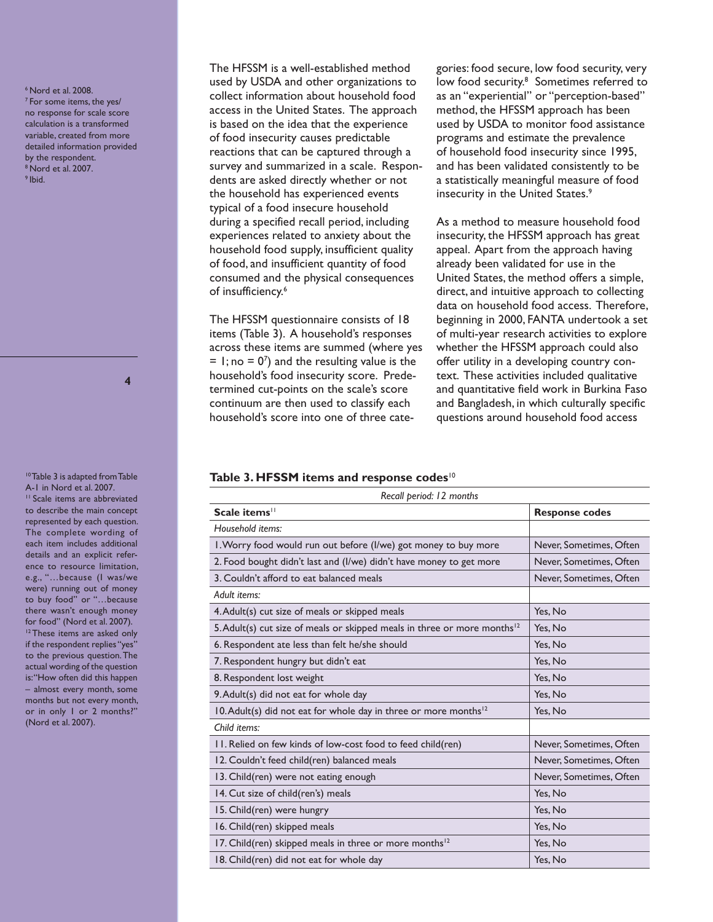The HFSSM is a well-established method used by USDA and other organizations to collect information about household food access in the United States. The approach is based on the idea that the experience of food insecurity causes predictable reactions that can be captured through a survey and summarized in a scale. Respondents are asked directly whether or not the household has experienced events typical of a food insecure household during a specified recall period, including experiences related to anxiety about the household food supply, insufficient quality of food, and insufficient quantity of food consumed and the physical consequences of insufficiency.[6]

The HFSSM questionnaire consists of 18 items (Table 3). A household's responses across these items are summed (where yes = 1; no = 0[7]) and the resulting value is the household's food insecurity score. Predetermined cut-points on the scale's score continuum are then used to classify each household's score into one of three categories: food secure, low food security, very low food security.[8] Sometimes referred to as an "experiential" or "perception-based" method, the HFSSM approach has been used by USDA to monitor food assistance programs and estimate the prevalence of household food insecurity since 1995, and has been validated consistently to be a statistically meaningful measure of food insecurity in the United States.[9]

As a method to measure household food insecurity, the HFSSM approach has great appeal. Apart from the approach having already been validated for use in the United States, the method offers a simple, direct, and intuitive approach to collecting data on household food access. Therefore, beginning in 2000, FANTA undertook a set of multi-year research activities to explore whether the HFSSM approach could also offer utility in a developing country context. These activities included qualitative and quantitative field work in Burkina Faso and Bangladesh, in which culturally specific questions around household food access

[6] Nord et al. 2008.

[7] For some items, the yes/no response for scale score calculation is a transformed variable, created from more detailed information provided by the respondent.

[8] Nord et al. 2007.

[9] Ibid.

**Table 3. HFSSM items and response codes**[10]

| *Recall period: 12 months* | |
|---|---|
| **Scale items**[11] | **Response codes** |
| *Household items:* | |
| 1. Worry food would run out before (I/we) got money to buy more | Never, Sometimes, Often |
| 2. Food bought didn't last and (I/we) didn't have money to get more | Never, Sometimes, Often |
| 3. Couldn't afford to eat balanced meals | Never, Sometimes, Often |
| *Adult items:* | |
| 4. Adult(s) cut size of meals or skipped meals | Yes, No |
| 5. Adult(s) cut size of meals or skipped meals in three or more months[12] | Yes, No |
| 6. Respondent ate less than felt he/she should | Yes, No |
| 7. Respondent hungry but didn't eat | Yes, No |
| 8. Respondent lost weight | Yes, No |
| 9. Adult(s) did not eat for whole day | Yes, No |
| 10. Adult(s) did not eat for whole day in three or more months[12] | Yes, No |
| *Child items:* | |
| 11. Relied on few kinds of low-cost food to feed child(ren) | Never, Sometimes, Often |
| 12. Couldn't feed child(ren) balanced meals | Never, Sometimes, Often |
| 13. Child(ren) were not eating enough | Never, Sometimes, Often |
| 14. Cut size of child(ren's) meals | Yes, No |
| 15. Child(ren) were hungry | Yes, No |
| 16. Child(ren) skipped meals | Yes, No |
| 17. Child(ren) skipped meals in three or more months[12] | Yes, No |
| 18. Child(ren) did not eat for whole day | Yes, No |

[10] Table 3 is adapted from Table A-1 in Nord et al. 2007.

[11] Scale items are abbreviated to describe the main concept represented by each question. The complete wording of each item includes additional details and an explicit reference to resource limitation, e.g., "…because (I was/we were) running out of money to buy food" or "…because there wasn't enough money for food" (Nord et al. 2007).

[12] These items are asked only if the respondent replies "yes" to the previous question. The actual wording of the question is: "How often did this happen – almost every month, some months but not every month, or in only 1 or 2 months?" (Nord et al. 2007).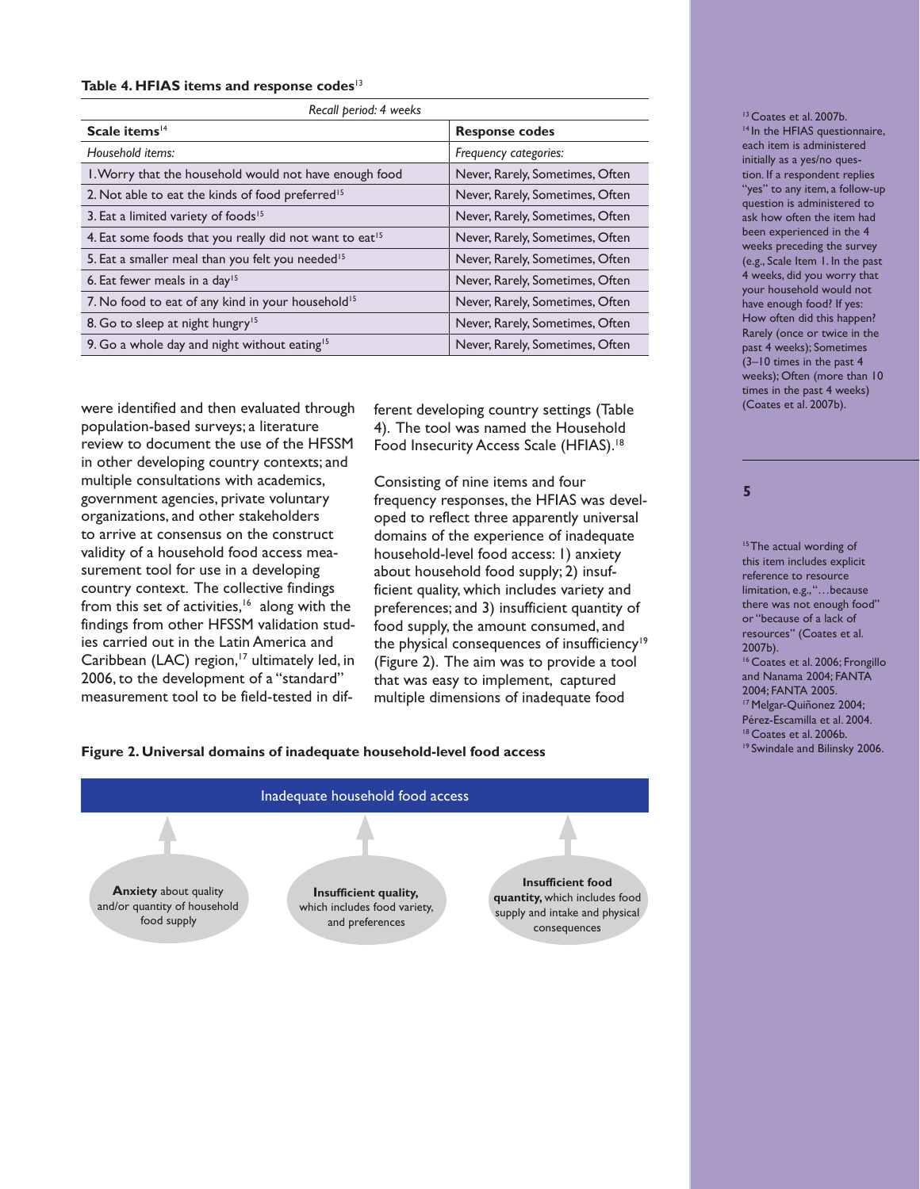**Table 4. HFIAS items and response codes**[13]

| *Recall period: 4 weeks* | |
|---|---|
| **Scale items**[14] | **Response codes** |
| *Household items:* | *Frequency categories:* |
| 1. Worry that the household would not have enough food | Never, Rarely, Sometimes, Often |
| 2. Not able to eat the kinds of food preferred[15] | Never, Rarely, Sometimes, Often |
| 3. Eat a limited variety of foods[15] | Never, Rarely, Sometimes, Often |
| 4. Eat some foods that you really did not want to eat[15] | Never, Rarely, Sometimes, Often |
| 5. Eat a smaller meal than you felt you needed[15] | Never, Rarely, Sometimes, Often |
| 6. Eat fewer meals in a day[15] | Never, Rarely, Sometimes, Often |
| 7. No food to eat of any kind in your household[15] | Never, Rarely, Sometimes, Often |
| 8. Go to sleep at night hungry[15] | Never, Rarely, Sometimes, Often |
| 9. Go a whole day and night without eating[15] | Never, Rarely, Sometimes, Often |

were identified and then evaluated through population-based surveys; a literature review to document the use of the HFSSM in other developing country contexts; and multiple consultations with academics, government agencies, private voluntary organizations, and other stakeholders to arrive at consensus on the construct validity of a household food access measurement tool for use in a developing country context. The collective findings from this set of activities,[16] along with the findings from other HFSSM validation studies carried out in the Latin America and Caribbean (LAC) region,[17] ultimately led, in 2006, to the development of a "standard" measurement tool to be field-tested in different developing country settings (Table 4). The tool was named the Household Food Insecurity Access Scale (HFIAS).[18]

Consisting of nine items and four frequency responses, the HFIAS was developed to reflect three apparently universal domains of the experience of inadequate household-level food access: 1) anxiety about household food supply; 2) insufficient quality, which includes variety and preferences; and 3) insufficient quantity of food supply, the amount consumed, and the physical consequences of insufficiency[19] (Figure 2). The aim was to provide a tool that was easy to implement, captured multiple dimensions of inadequate food

**Figure 2. Universal domains of inadequate household-level food access**

Inadequate household food access

- **Anxiety** about quality and/or quantity of household food supply
- **Insufficient quality,** which includes food variety, and preferences
- **Insufficient food quantity,** which includes food supply and intake and physical consequences

---

[13] Coates et al. 2007b.

[14] In the HFIAS questionnaire, each item is administered initially as a yes/no question. If a respondent replies "yes" to any item, a follow-up question is administered to ask how often the item had been experienced in the 4 weeks preceding the survey (e.g., Scale Item 1. In the past 4 weeks, did you worry that your household would not have enough food? If yes: How often did this happen? Rarely (once or twice in the past 4 weeks); Sometimes (3–10 times in the past 4 weeks); Often (more than 10 times in the past 4 weeks) (Coates et al. 2007b).

[15] The actual wording of this item includes explicit reference to resource limitation, e.g., "…because there was not enough food" or "because of a lack of resources" (Coates et al. 2007b).

[16] Coates et al. 2006; Frongillo and Nanama 2004; FANTA 2004; FANTA 2005.

[17] Melgar-Quiñonez 2004; Pérez-Escamilla et al. 2004.

[18] Coates et al. 2006b.

[19] Swindale and Bilinsky 2006.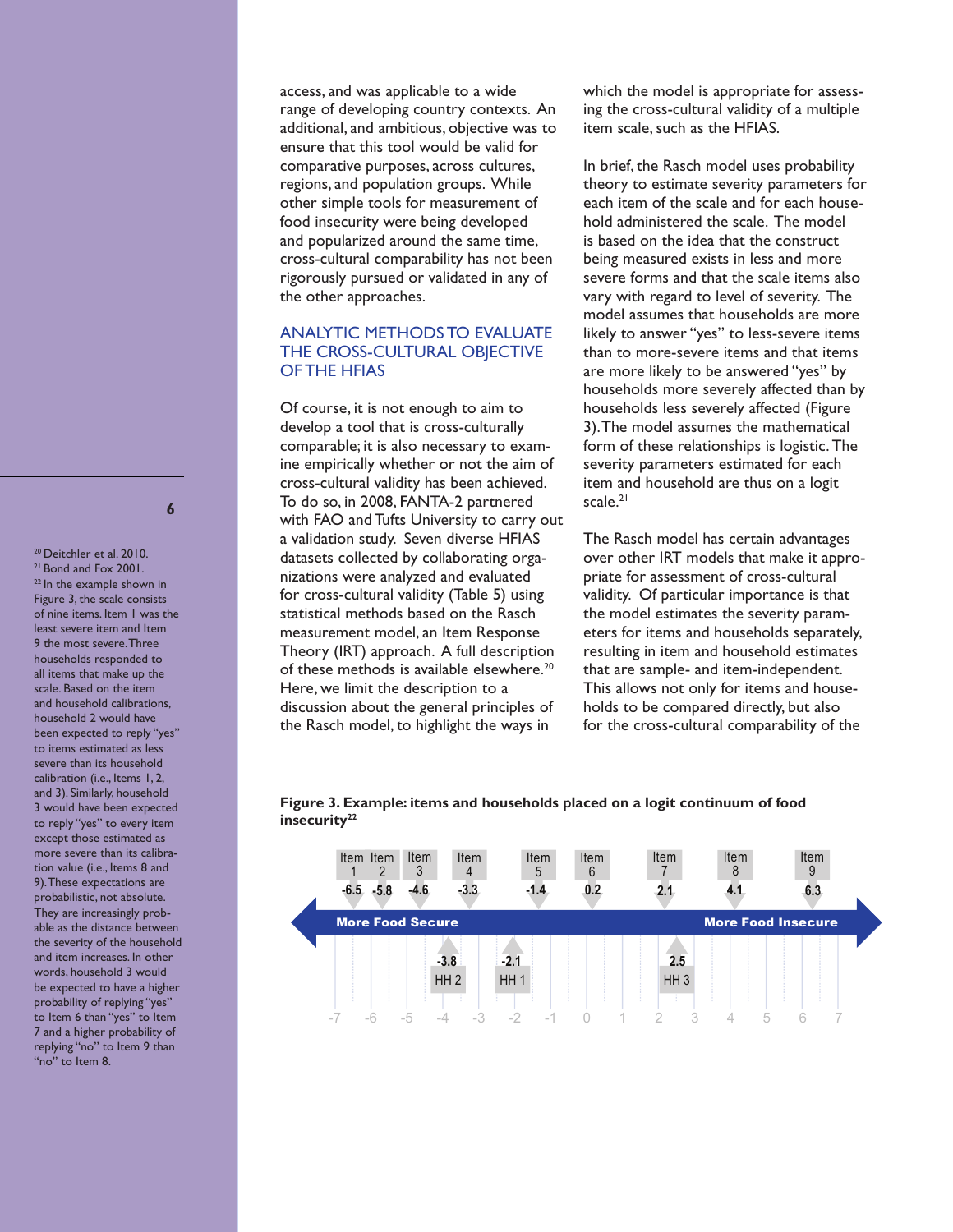access, and was applicable to a wide range of developing country contexts. An additional, and ambitious, objective was to ensure that this tool would be valid for comparative purposes, across cultures, regions, and population groups. While other simple tools for measurement of food insecurity were being developed and popularized around the same time, cross-cultural comparability has not been rigorously pursued or validated in any of the other approaches.

## ANALYTIC METHODS TO EVALUATE THE CROSS-CULTURAL OBJECTIVE OF THE HFIAS

Of course, it is not enough to aim to develop a tool that is cross-culturally comparable; it is also necessary to examine empirically whether or not the aim of cross-cultural validity has been achieved. To do so, in 2008, FANTA-2 partnered with FAO and Tufts University to carry out a validation study. Seven diverse HFIAS datasets collected by collaborating organizations were analyzed and evaluated for cross-cultural validity (Table 5) using statistical methods based on the Rasch measurement model, an Item Response Theory (IRT) approach. A full description of these methods is available elsewhere.[20] Here, we limit the description to a discussion about the general principles of the Rasch model, to highlight the ways in which the model is appropriate for assessing the cross-cultural validity of a multiple item scale, such as the HFIAS.

In brief, the Rasch model uses probability theory to estimate severity parameters for each item of the scale and for each household administered the scale. The model is based on the idea that the construct being measured exists in less and more severe forms and that the scale items also vary with regard to level of severity. The model assumes that households are more likely to answer "yes" to less-severe items than to more-severe items and that items are more likely to be answered "yes" by households more severely affected than by households less severely affected (Figure 3). The model assumes the mathematical form of these relationships is logistic. The severity parameters estimated for each item and household are thus on a logit scale.[21]

The Rasch model has certain advantages over other IRT models that make it appropriate for assessment of cross-cultural validity. Of particular importance is that the model estimates the severity parameters for items and households separately, resulting in item and household estimates that are sample- and item-independent. This allows not only for items and households to be compared directly, but also for the cross-cultural comparability of the

**Figure 3. Example: items and households placed on a logit continuum of food insecurity[22]**

| | Item 1 | Item 2 | Item 3 | Item 4 | Item 5 | Item 6 | Item 7 | Item 8 | Item 9 |
|---|---|---|---|---|---|---|---|---|---|
| Severity | -6.5 | -5.8 | -4.6 | -3.3 | -1.4 | 0.2 | 2.1 | 4.1 | 6.3 |

| | HH 2 | HH 1 | HH 3 |
|---|---|---|---|
| Severity | -3.8 | -2.1 | 2.5 |

More Food Secure ← → More Food Insecure (logit scale from -7 to 7)

[20] Deitchler et al. 2010.

[21] Bond and Fox 2001.

[22] In the example shown in Figure 3, the scale consists of nine items. Item 1 was the least severe item and Item 9 the most severe. Three households responded to all items that make up the scale. Based on the item and household calibrations, household 2 would have been expected to reply "yes" to items estimated as less severe than its household calibration (i.e., Items 1, 2, and 3). Similarly, household 3 would have been expected to reply "yes" to every item except those estimated as more severe than its calibration value (i.e., Items 8 and 9). These expectations are probabilistic, not absolute. They are increasingly probable as the distance between the severity of the household and item increases. In other words, household 3 would be expected to have a higher probability of replying "yes" to Item 6 than "yes" to Item 7 and a higher probability of replying "no" to Item 9 than "no" to Item 8.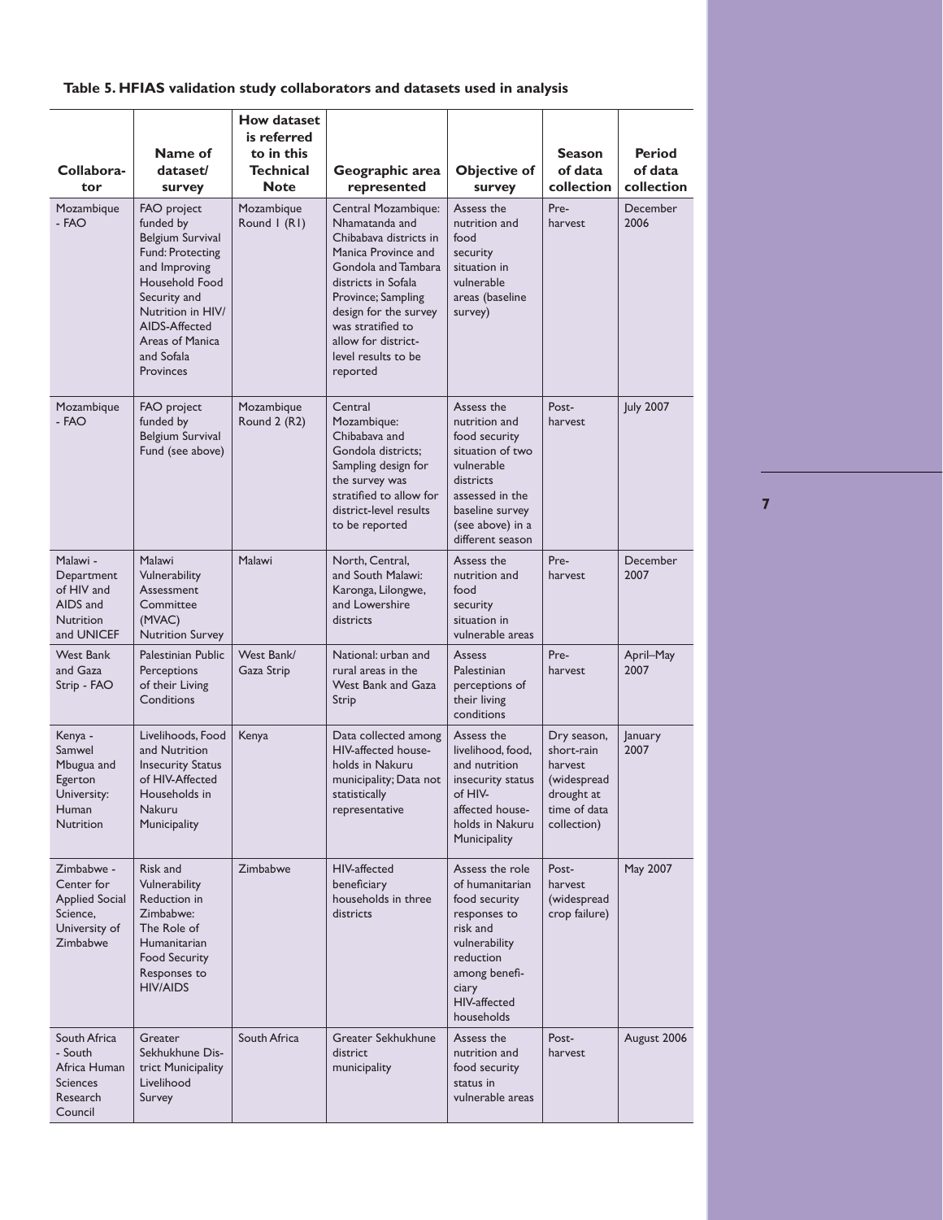**Table 5. HFIAS validation study collaborators and datasets used in analysis**

| Collaborator | Name of dataset/ survey | How dataset is referred to in this Technical Note | Geographic area represented | Objective of survey | Season of data collection | Period of data collection |
|---|---|---|---|---|---|---|
| Mozambique - FAO | FAO project funded by Belgium Survival Fund: Protecting and Improving Household Food Security and Nutrition in HIV/ AIDS-Affected Areas of Manica and Sofala Provinces | Mozambique Round 1 (R1) | Central Mozambique: Nhamatanda and Chibabava districts in Manica Province and Gondola and Tambara districts in Sofala Province; Sampling design for the survey was stratified to allow for district-level results to be reported | Assess the nutrition and food security situation in vulnerable areas (baseline survey) | Pre-harvest | December 2006 |
| Mozambique - FAO | FAO project funded by Belgium Survival Fund (see above) | Mozambique Round 2 (R2) | Central Mozambique: Chibabava and Gondola districts; Sampling design for the survey was stratified to allow for district-level results to be reported | Assess the nutrition and food security situation of two vulnerable districts assessed in the baseline survey (see above) in a different season | Post-harvest | July 2007 |
| Malawi - Department of HIV and AIDS and Nutrition and UNICEF | Malawi Vulnerability Assessment Committee (MVAC) Nutrition Survey | Malawi | North, Central, and South Malawi: Karonga, Lilongwe, and Lowershire districts | Assess the nutrition and food security situation in vulnerable areas | Pre-harvest | December 2007 |
| West Bank and Gaza Strip - FAO | Palestinian Public Perceptions of their Living Conditions | West Bank/ Gaza Strip | National: urban and rural areas in the West Bank and Gaza Strip | Assess Palestinian perceptions of their living conditions | Pre-harvest | April–May 2007 |
| Kenya - Samwel Mbugua and Egerton University: Human Nutrition | Livelihoods, Food and Nutrition Insecurity Status of HIV-Affected Households in Nakuru Municipality | Kenya | Data collected among HIV-affected households in Nakuru municipality; Data not statistically representative | Assess the livelihood, food, and nutrition insecurity status of HIV-affected households in Nakuru Municipality | Dry season, short-rain harvest (widespread drought at time of data collection) | January 2007 |
| Zimbabwe - Center for Applied Social Science, University of Zimbabwe | Risk and Vulnerability Reduction in Zimbabwe: The Role of Humanitarian Food Security Responses to HIV/AIDS | Zimbabwe | HIV-affected beneficiary households in three districts | Assess the role of humanitarian food security responses to risk and vulnerability reduction among beneficiary HIV-affected households | Post-harvest (widespread crop failure) | May 2007 |
| South Africa - South Africa Human Sciences Research Council | Greater Sekhukhune District Municipality Livelihood Survey | South Africa | Greater Sekhukhune district municipality | Assess the nutrition and food security status in vulnerable areas | Post-harvest | August 2006 |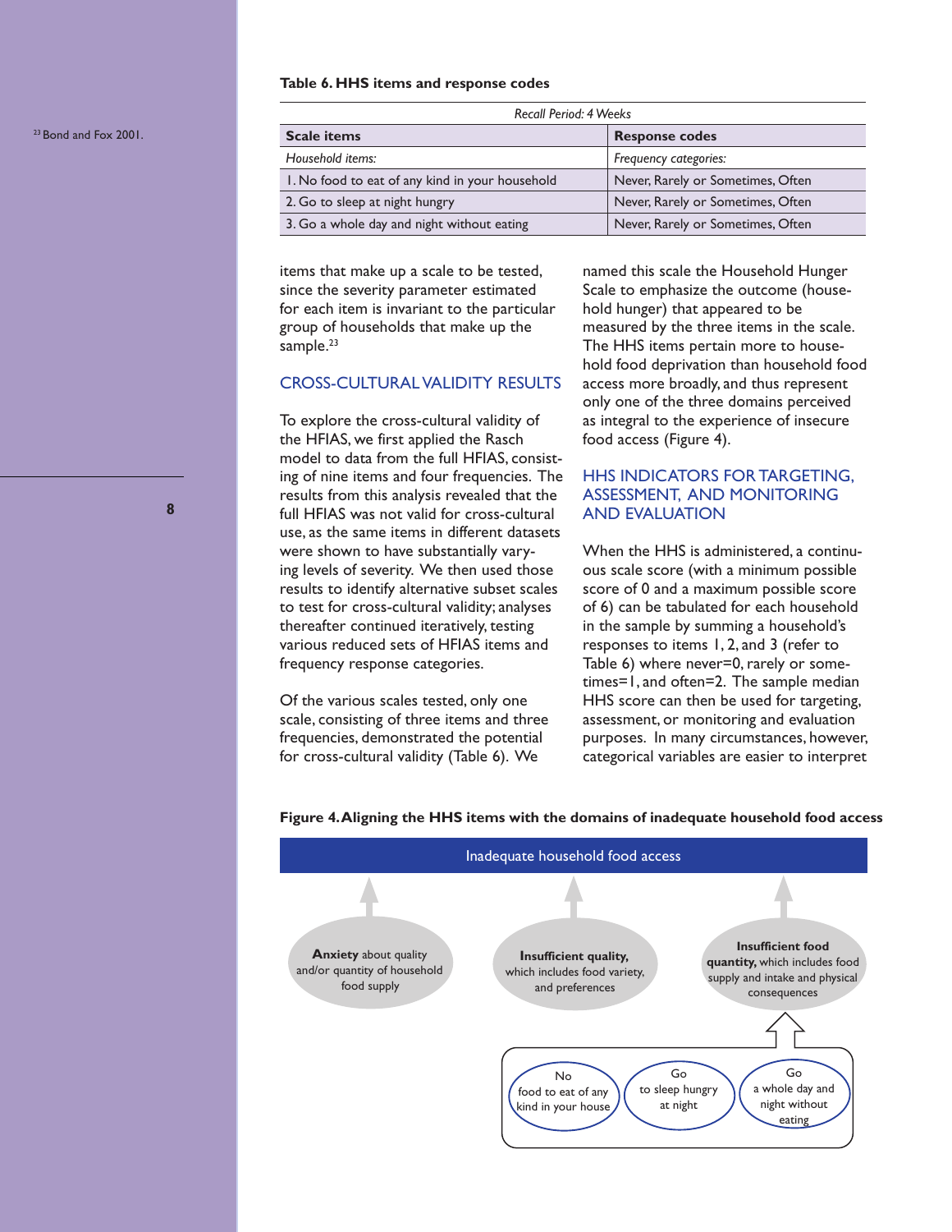**Table 6. HHS items and response codes**

| *Recall Period: 4 Weeks* | |
|---|---|
| **Scale items** | **Response codes** |
| *Household items:* | *Frequency categories:* |
| 1. No food to eat of any kind in your household | Never, Rarely or Sometimes, Often |
| 2. Go to sleep at night hungry | Never, Rarely or Sometimes, Often |
| 3. Go a whole day and night without eating | Never, Rarely or Sometimes, Often |

items that make up a scale to be tested, since the severity parameter estimated for each item is invariant to the particular group of households that make up the sample.[23]

## CROSS-CULTURAL VALIDITY RESULTS

To explore the cross-cultural validity of the HFIAS, we first applied the Rasch model to data from the full HFIAS, consisting of nine items and four frequencies. The results from this analysis revealed that the full HFIAS was not valid for cross-cultural use, as the same items in different datasets were shown to have substantially varying levels of severity. We then used those results to identify alternative subset scales to test for cross-cultural validity; analyses thereafter continued iteratively, testing various reduced sets of HFIAS items and frequency response categories.

Of the various scales tested, only one scale, consisting of three items and three frequencies, demonstrated the potential for cross-cultural validity (Table 6). We named this scale the Household Hunger Scale to emphasize the outcome (household hunger) that appeared to be measured by the three items in the scale. The HHS items pertain more to household food deprivation than household food access more broadly, and thus represent only one of the three domains perceived as integral to the experience of insecure food access (Figure 4).

## HHS INDICATORS FOR TARGETING, ASSESSMENT, AND MONITORING AND EVALUATION

When the HHS is administered, a continuous scale score (with a minimum possible score of 0 and a maximum possible score of 6) can be tabulated for each household in the sample by summing a household's responses to items 1, 2, and 3 (refer to Table 6) where never=0, rarely or sometimes=1, and often=2. The sample median HHS score can then be used for targeting, assessment, or monitoring and evaluation purposes. In many circumstances, however, categorical variables are easier to interpret

**Figure 4. Aligning the HHS items with the domains of inadequate household food access**

Inadequate household food access

- **Anxiety** about quality and/or quantity of household food supply
- **Insufficient quality,** which includes food variety, and preferences
- **Insufficient food quantity,** which includes food supply and intake and physical consequences
  - No food to eat of any kind in your house
  - Go to sleep hungry at night
  - Go a whole day and night without eating

[23] Bond and Fox 2001.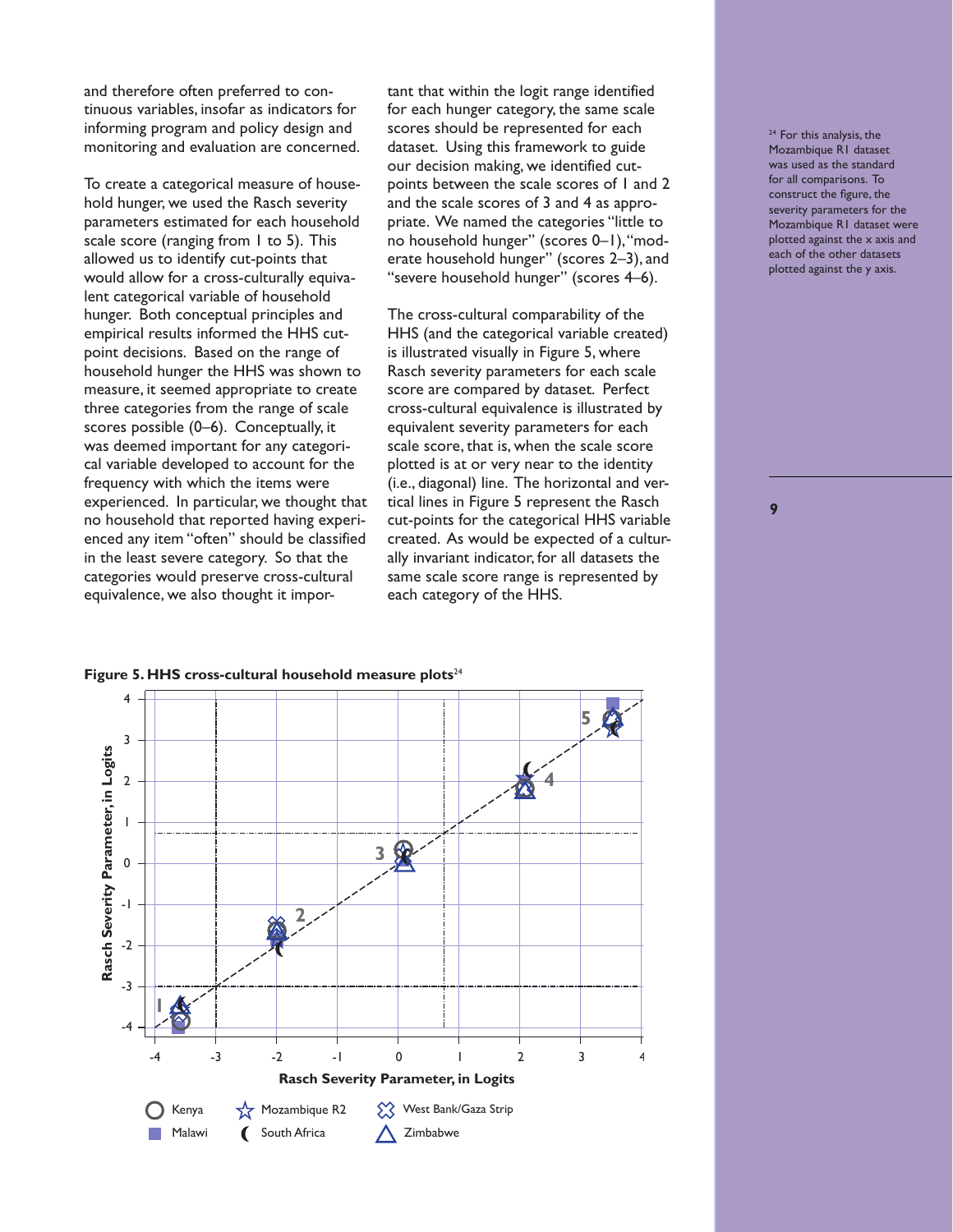and therefore often preferred to continuous variables, insofar as indicators for informing program and policy design and monitoring and evaluation are concerned.

To create a categorical measure of household hunger, we used the Rasch severity parameters estimated for each household scale score (ranging from 1 to 5). This allowed us to identify cut-points that would allow for a cross-culturally equivalent categorical variable of household hunger. Both conceptual principles and empirical results informed the HHS cut-point decisions. Based on the range of household hunger the HHS was shown to measure, it seemed appropriate to create three categories from the range of scale scores possible (0–6). Conceptually, it was deemed important for any categorical variable developed to account for the frequency with which the items were experienced. In particular, we thought that no household that reported having experienced any item "often" should be classified in the least severe category. So that the categories would preserve cross-cultural equivalence, we also thought it important that within the logit range identified for each hunger category, the same scale scores should be represented for each dataset. Using this framework to guide our decision making, we identified cut-points between the scale scores of 1 and 2 and the scale scores of 3 and 4 as appropriate. We named the categories "little to no household hunger" (scores 0–1), "moderate household hunger" (scores 2–3), and "severe household hunger" (scores 4–6).

The cross-cultural comparability of the HHS (and the categorical variable created) is illustrated visually in Figure 5, where Rasch severity parameters for each scale score are compared by dataset. Perfect cross-cultural equivalence is illustrated by equivalent severity parameters for each scale score, that is, when the scale score plotted is at or very near to the identity (i.e., diagonal) line. The horizontal and vertical lines in Figure 5 represent the Rasch cut-points for the categorical HHS variable created. As would be expected of a culturally invariant indicator, for all datasets the same scale score range is represented by each category of the HHS.

**Figure 5. HHS cross-cultural household measure plots**[24]

[24] For this analysis, the Mozambique R1 dataset was used as the standard for all comparisons. To construct the figure, the severity parameters for the Mozambique R1 dataset were plotted against the x axis and each of the other datasets plotted against the y axis.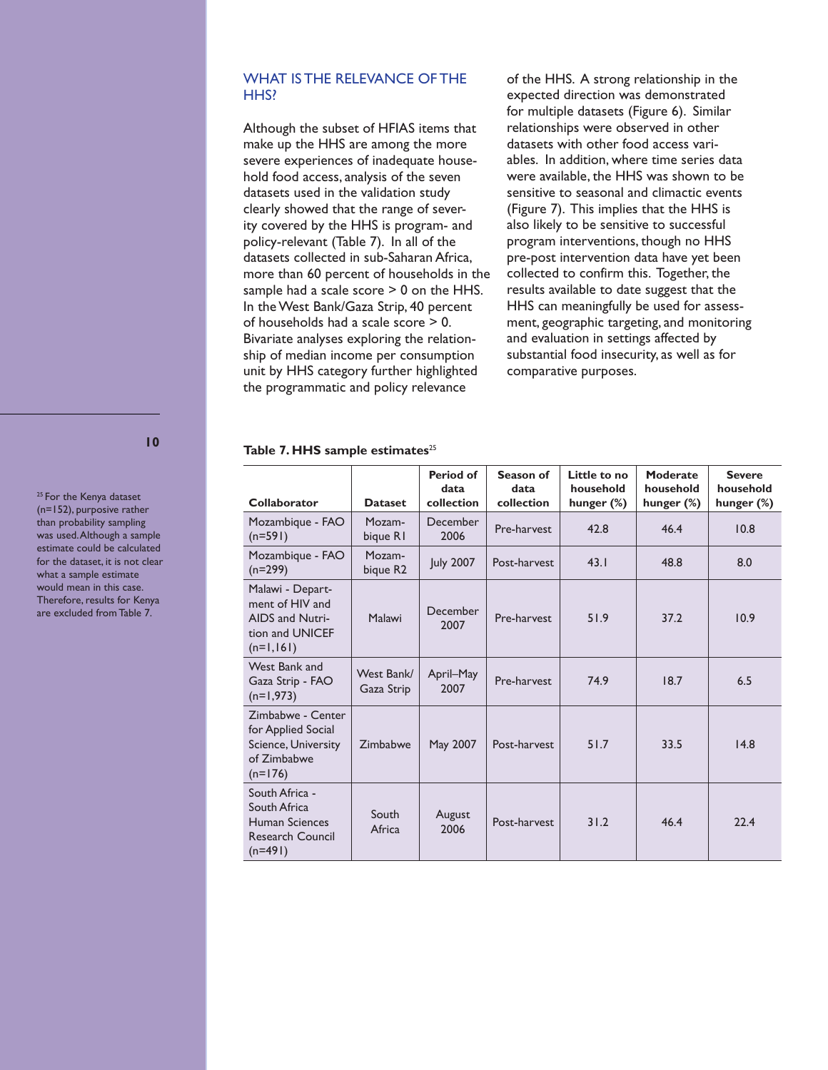## WHAT IS THE RELEVANCE OF THE HHS?

Although the subset of HFIAS items that make up the HHS are among the more severe experiences of inadequate household food access, analysis of the seven datasets used in the validation study clearly showed that the range of severity covered by the HHS is program- and policy-relevant (Table 7). In all of the datasets collected in sub-Saharan Africa, more than 60 percent of households in the sample had a scale score > 0 on the HHS. In the West Bank/Gaza Strip, 40 percent of households had a scale score > 0. Bivariate analyses exploring the relationship of median income per consumption unit by HHS category further highlighted the programmatic and policy relevance of the HHS. A strong relationship in the expected direction was demonstrated for multiple datasets (Figure 6). Similar relationships were observed in other datasets with other food access variables. In addition, where time series data were available, the HHS was shown to be sensitive to seasonal and climactic events (Figure 7). This implies that the HHS is also likely to be sensitive to successful program interventions, though no HHS pre-post intervention data have yet been collected to confirm this. Together, the results available to date suggest that the HHS can meaningfully be used for assessment, geographic targeting, and monitoring and evaluation in settings affected by substantial food insecurity, as well as for comparative purposes.

**Table 7. HHS sample estimates**[25]

| Collaborator | Dataset | Period of data collection | Season of data collection | Little to no household hunger (%) | Moderate household hunger (%) | Severe household hunger (%) |
|---|---|---|---|---|---|---|
| Mozambique - FAO (n=591) | Mozambique R1 | December 2006 | Pre-harvest | 42.8 | 46.4 | 10.8 |
| Mozambique - FAO (n=299) | Mozambique R2 | July 2007 | Post-harvest | 43.1 | 48.8 | 8.0 |
| Malawi - Department of HIV and AIDS and Nutrition and UNICEF (n=1,161) | Malawi | December 2007 | Pre-harvest | 51.9 | 37.2 | 10.9 |
| West Bank and Gaza Strip - FAO (n=1,973) | West Bank/ Gaza Strip | April–May 2007 | Pre-harvest | 74.9 | 18.7 | 6.5 |
| Zimbabwe - Center for Applied Social Science, University of Zimbabwe (n=176) | Zimbabwe | May 2007 | Post-harvest | 51.7 | 33.5 | 14.8 |
| South Africa - South Africa Human Sciences Research Council (n=491) | South Africa | August 2006 | Post-harvest | 31.2 | 46.4 | 22.4 |

[25] For the Kenya dataset (n=152), purposive rather than probability sampling was used. Although a sample estimate could be calculated for the dataset, it is not clear what a sample estimate would mean in this case. Therefore, results for Kenya are excluded from Table 7.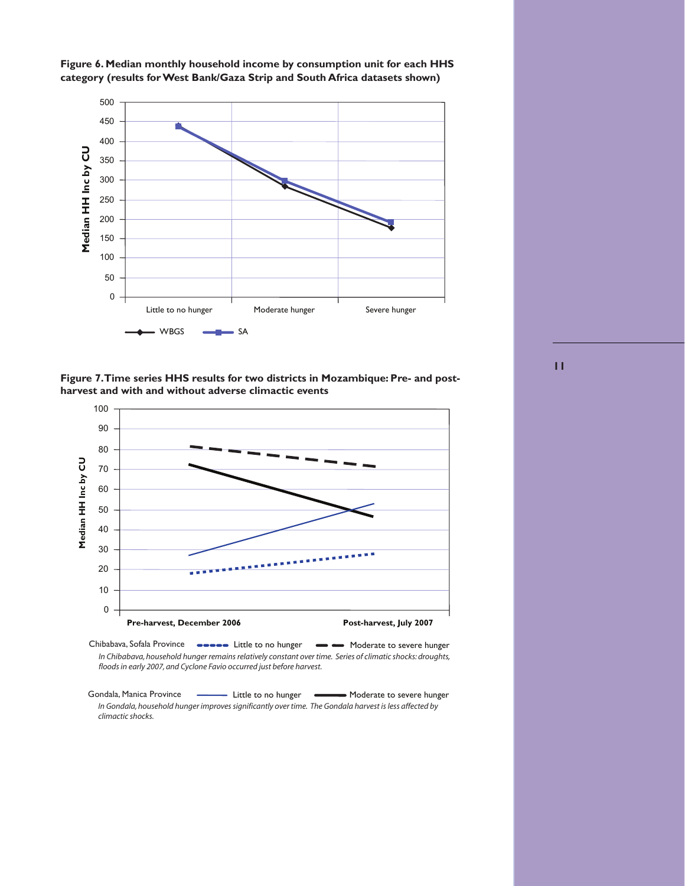**Figure 6. Median monthly household income by consumption unit for each HHS category (results for West Bank/Gaza Strip and South Africa datasets shown)**

**Figure 7. Time series HHS results for two districts in Mozambique: Pre- and post-harvest and with and without adverse climactic events**

Chibabava, Sofala Province — Little to no hunger — Moderate to severe hunger

*In Chibabava, household hunger remains relatively constant over time. Series of climatic shocks: droughts, floods in early 2007, and Cyclone Favio occurred just before harvest.*

Gondala, Manica Province — Little to no hunger — Moderate to severe hunger

*In Gondala, household hunger improves significantly over time. The Gondala harvest is less affected by climactic shocks.*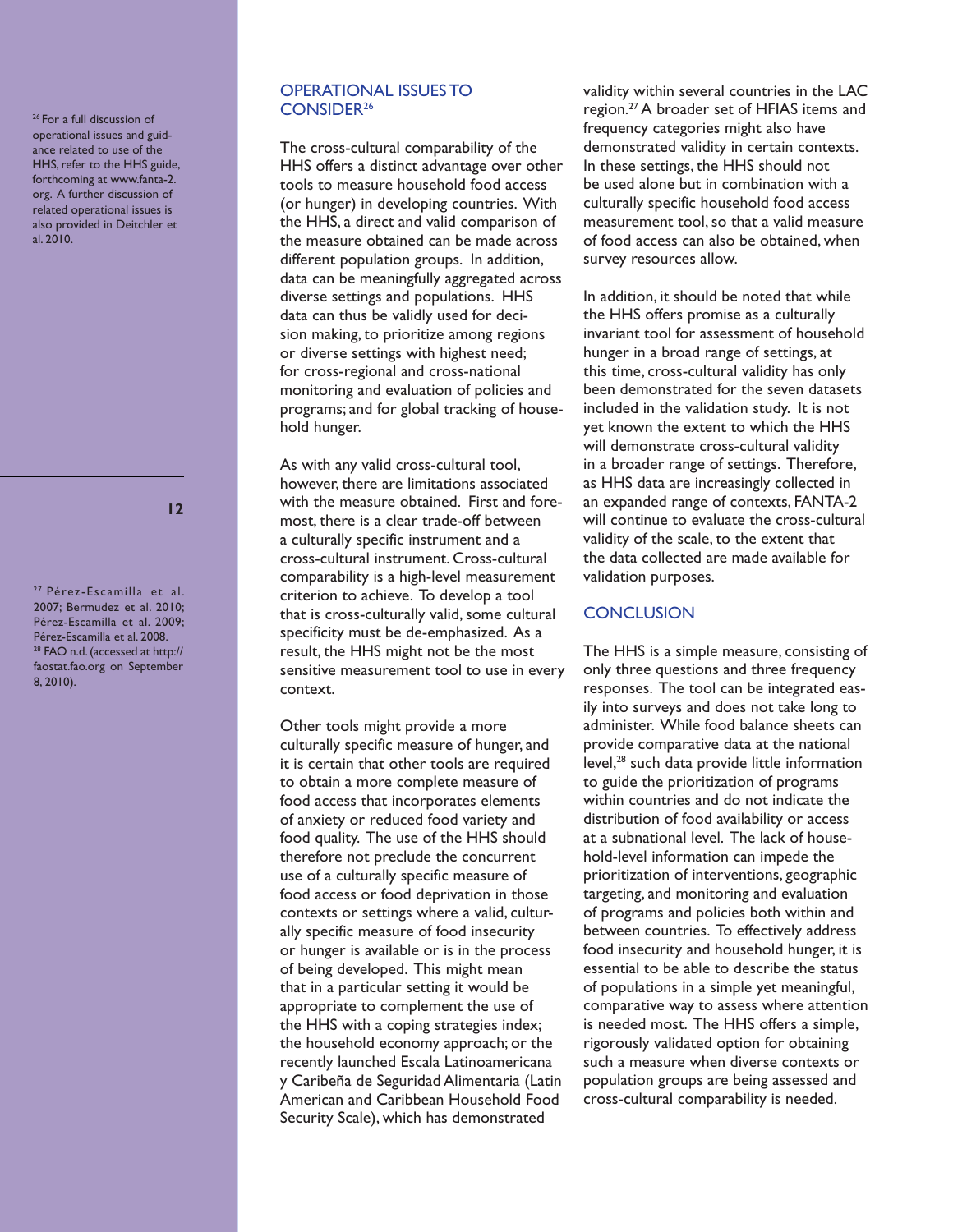## OPERATIONAL ISSUES TO CONSIDER[26]

The cross-cultural comparability of the HHS offers a distinct advantage over other tools to measure household food access (or hunger) in developing countries. With the HHS, a direct and valid comparison of the measure obtained can be made across different population groups. In addition, data can be meaningfully aggregated across diverse settings and populations. HHS data can thus be validly used for decision making, to prioritize among regions or diverse settings with highest need; for cross-regional and cross-national monitoring and evaluation of policies and programs; and for global tracking of household hunger.

As with any valid cross-cultural tool, however, there are limitations associated with the measure obtained. First and foremost, there is a clear trade-off between a culturally specific instrument and a cross-cultural instrument. Cross-cultural comparability is a high-level measurement criterion to achieve. To develop a tool that is cross-culturally valid, some cultural specificity must be de-emphasized. As a result, the HHS might not be the most sensitive measurement tool to use in every context.

Other tools might provide a more culturally specific measure of hunger, and it is certain that other tools are required to obtain a more complete measure of food access that incorporates elements of anxiety or reduced food variety and food quality. The use of the HHS should therefore not preclude the concurrent use of a culturally specific measure of food access or food deprivation in those contexts or settings where a valid, culturally specific measure of food insecurity or hunger is available or is in the process of being developed. This might mean that in a particular setting it would be appropriate to complement the use of the HHS with a coping strategies index; the household economy approach; or the recently launched Escala Latinoamericana y Caribeña de Seguridad Alimentaria (Latin American and Caribbean Household Food Security Scale), which has demonstrated validity within several countries in the LAC region.[27] A broader set of HFIAS items and frequency categories might also have demonstrated validity in certain contexts. In these settings, the HHS should not be used alone but in combination with a culturally specific household food access measurement tool, so that a valid measure of food access can also be obtained, when survey resources allow.

In addition, it should be noted that while the HHS offers promise as a culturally invariant tool for assessment of household hunger in a broad range of settings, at this time, cross-cultural validity has only been demonstrated for the seven datasets included in the validation study. It is not yet known the extent to which the HHS will demonstrate cross-cultural validity in a broader range of settings. Therefore, as HHS data are increasingly collected in an expanded range of contexts, FANTA-2 will continue to evaluate the cross-cultural validity of the scale, to the extent that the data collected are made available for validation purposes.

## CONCLUSION

The HHS is a simple measure, consisting of only three questions and three frequency responses. The tool can be integrated easily into surveys and does not take long to administer. While food balance sheets can provide comparative data at the national level,[28] such data provide little information to guide the prioritization of programs within countries and do not indicate the distribution of food availability or access at a subnational level. The lack of household-level information can impede the prioritization of interventions, geographic targeting, and monitoring and evaluation of programs and policies both within and between countries. To effectively address food insecurity and household hunger, it is essential to be able to describe the status of populations in a simple yet meaningful, comparative way to assess where attention is needed most. The HHS offers a simple, rigorously validated option for obtaining such a measure when diverse contexts or population groups are being assessed and cross-cultural comparability is needed.

---

[26] For a full discussion of operational issues and guidance related to use of the HHS, refer to the HHS guide, forthcoming at www.fanta-2.org. A further discussion of related operational issues is also provided in Deitchler et al. 2010.

[27] Pérez-Escamilla et al. 2007; Bermudez et al. 2010; Pérez-Escamilla et al. 2009; Pérez-Escamilla et al. 2008.

[28] FAO n.d. (accessed at http://faostat.fao.org on September 8, 2010).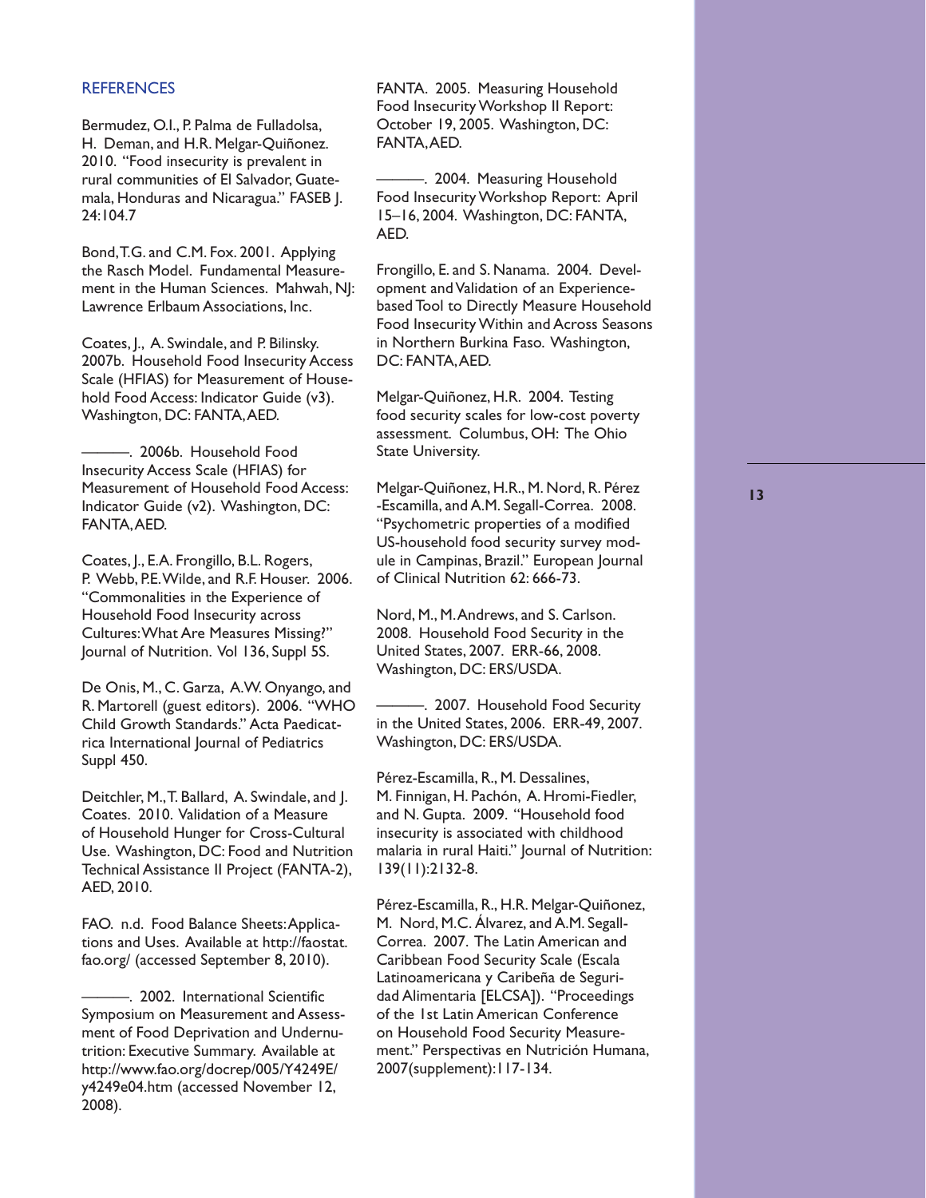## REFERENCES

Bermudez, O.I., P. Palma de Fulladolsa, H. Deman, and H.R. Melgar-Quiñonez. 2010. "Food insecurity is prevalent in rural communities of El Salvador, Guatemala, Honduras and Nicaragua." FASEB J. 24:104.7

Bond, T.G. and C.M. Fox. 2001. Applying the Rasch Model. Fundamental Measurement in the Human Sciences. Mahwah, NJ: Lawrence Erlbaum Associations, Inc.

Coates, J., A. Swindale, and P. Bilinsky. 2007b. Household Food Insecurity Access Scale (HFIAS) for Measurement of Household Food Access: Indicator Guide (v3). Washington, DC: FANTA, AED.

———. 2006b. Household Food Insecurity Access Scale (HFIAS) for Measurement of Household Food Access: Indicator Guide (v2). Washington, DC: FANTA, AED.

Coates, J., E.A. Frongillo, B.L. Rogers, P. Webb, P.E. Wilde, and R.F. Houser. 2006. "Commonalities in the Experience of Household Food Insecurity across Cultures: What Are Measures Missing?" Journal of Nutrition. Vol 136, Suppl 5S.

De Onis, M., C. Garza, A.W. Onyango, and R. Martorell (guest editors). 2006. "WHO Child Growth Standards." Acta Paedicatrica International Journal of Pediatrics Suppl 450.

Deitchler, M., T. Ballard, A. Swindale, and J. Coates. 2010. Validation of a Measure of Household Hunger for Cross-Cultural Use. Washington, DC: Food and Nutrition Technical Assistance II Project (FANTA-2), AED, 2010.

FAO. n.d. Food Balance Sheets: Applications and Uses. Available at http://faostat.fao.org/ (accessed September 8, 2010).

———. 2002. International Scientific Symposium on Measurement and Assessment of Food Deprivation and Undernutrition: Executive Summary. Available at http://www.fao.org/docrep/005/Y4249E/y4249e04.htm (accessed November 12, 2008).

FANTA. 2005. Measuring Household Food Insecurity Workshop II Report: October 19, 2005. Washington, DC: FANTA, AED.

———. 2004. Measuring Household Food Insecurity Workshop Report: April 15–16, 2004. Washington, DC: FANTA, AED.

Frongillo, E. and S. Nanama. 2004. Development and Validation of an Experience-based Tool to Directly Measure Household Food Insecurity Within and Across Seasons in Northern Burkina Faso. Washington, DC: FANTA, AED.

Melgar-Quiñonez, H.R. 2004. Testing food security scales for low-cost poverty assessment. Columbus, OH: The Ohio State University.

Melgar-Quiñonez, H.R., M. Nord, R. Pérez-Escamilla, and A.M. Segall-Correa. 2008. "Psychometric properties of a modified US-household food security survey module in Campinas, Brazil." European Journal of Clinical Nutrition 62: 666-73.

Nord, M., M. Andrews, and S. Carlson. 2008. Household Food Security in the United States, 2007. ERR-66, 2008. Washington, DC: ERS/USDA.

———. 2007. Household Food Security in the United States, 2006. ERR-49, 2007. Washington, DC: ERS/USDA.

Pérez-Escamilla, R., M. Dessalines, M. Finnigan, H. Pachón, A. Hromi-Fiedler, and N. Gupta. 2009. "Household food insecurity is associated with childhood malaria in rural Haiti." Journal of Nutrition: 139(11):2132-8.

Pérez-Escamilla, R., H.R. Melgar-Quiñonez, M. Nord, M.C. Álvarez, and A.M. Segall-Correa. 2007. The Latin American and Caribbean Food Security Scale (Escala Latinoamericana y Caribeña de Seguridad Alimentaria [ELCSA]). "Proceedings of the 1st Latin American Conference on Household Food Security Measurement." Perspectivas en Nutrición Humana, 2007(supplement):117-134.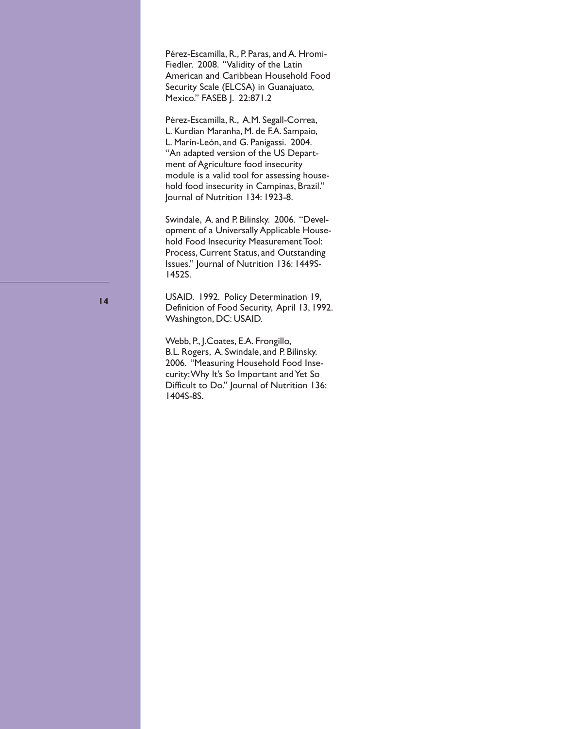Pérez-Escamilla, R., P. Paras, and A. Hromi-Fiedler. 2008. "Validity of the Latin American and Caribbean Household Food Security Scale (ELCSA) in Guanajuato, Mexico." FASEB J. 22:871.2

Pérez-Escamilla, R., A.M. Segall-Correa, L. Kurdian Maranha, M. de F.A. Sampaio, L. Marín-León, and G. Panigassi. 2004. "An adapted version of the US Department of Agriculture food insecurity module is a valid tool for assessing household food insecurity in Campinas, Brazil." Journal of Nutrition 134: 1923-8.

Swindale, A. and P. Bilinsky. 2006. "Development of a Universally Applicable Household Food Insecurity Measurement Tool: Process, Current Status, and Outstanding Issues." Journal of Nutrition 136: 1449S-1452S.

USAID. 1992. Policy Determination 19, Definition of Food Security, April 13, 1992. Washington, DC: USAID.

Webb, P., J.Coates, E.A. Frongillo, B.L. Rogers, A. Swindale, and P. Bilinsky. 2006. "Measuring Household Food Insecurity: Why It's So Important and Yet So Difficult to Do." Journal of Nutrition 136: 1404S-8S.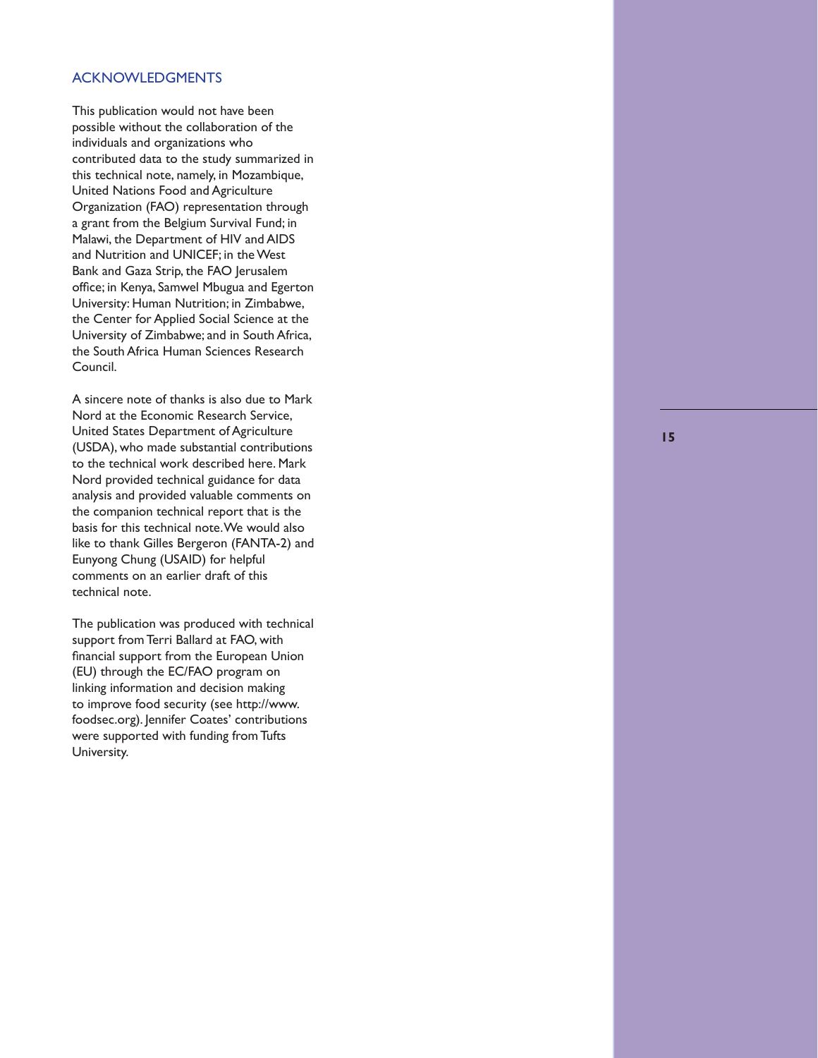## ACKNOWLEDGMENTS

This publication would not have been possible without the collaboration of the individuals and organizations who contributed data to the study summarized in this technical note, namely, in Mozambique, United Nations Food and Agriculture Organization (FAO) representation through a grant from the Belgium Survival Fund; in Malawi, the Department of HIV and AIDS and Nutrition and UNICEF; in the West Bank and Gaza Strip, the FAO Jerusalem office; in Kenya, Samwel Mbugua and Egerton University: Human Nutrition; in Zimbabwe, the Center for Applied Social Science at the University of Zimbabwe; and in South Africa, the South Africa Human Sciences Research Council.

A sincere note of thanks is also due to Mark Nord at the Economic Research Service, United States Department of Agriculture (USDA), who made substantial contributions to the technical work described here. Mark Nord provided technical guidance for data analysis and provided valuable comments on the companion technical report that is the basis for this technical note. We would also like to thank Gilles Bergeron (FANTA-2) and Eunyong Chung (USAID) for helpful comments on an earlier draft of this technical note.

The publication was produced with technical support from Terri Ballard at FAO, with financial support from the European Union (EU) through the EC/FAO program on linking information and decision making to improve food security (see http://www.foodsec.org). Jennifer Coates' contributions were supported with funding from Tufts University.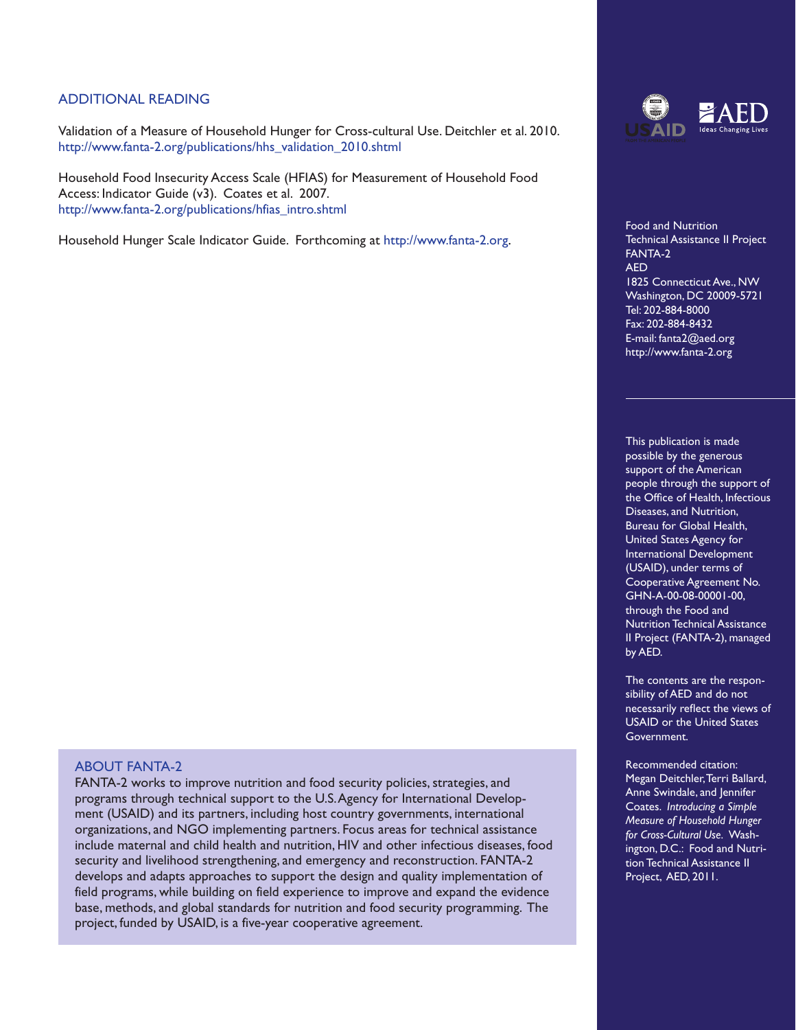## ADDITIONAL READING

Validation of a Measure of Household Hunger for Cross-cultural Use. Deitchler et al. 2010.
http://www.fanta-2.org/publications/hhs_validation_2010.shtml

Household Food Insecurity Access Scale (HFIAS) for Measurement of Household Food Access: Indicator Guide (v3). Coates et al. 2007.
http://www.fanta-2.org/publications/hfias_intro.shtml

Household Hunger Scale Indicator Guide. Forthcoming at http://www.fanta-2.org.

## ABOUT FANTA-2

FANTA-2 works to improve nutrition and food security policies, strategies, and programs through technical support to the U.S. Agency for International Development (USAID) and its partners, including host country governments, international organizations, and NGO implementing partners. Focus areas for technical assistance include maternal and child health and nutrition, HIV and other infectious diseases, food security and livelihood strengthening, and emergency and reconstruction. FANTA-2 develops and adapts approaches to support the design and quality implementation of field programs, while building on field experience to improve and expand the evidence base, methods, and global standards for nutrition and food security programming. The project, funded by USAID, is a five-year cooperative agreement.

USAID

AED Ideas Changing Lives

Food and Nutrition Technical Assistance II Project
FANTA-2
AED
1825 Connecticut Ave., NW
Washington, DC 20009-5721
Tel: 202-884-8000
Fax: 202-884-8432
E-mail: fanta2@aed.org
http://www.fanta-2.org

This publication is made possible by the generous support of the American people through the support of the Office of Health, Infectious Diseases, and Nutrition, Bureau for Global Health, United States Agency for International Development (USAID), under terms of Cooperative Agreement No. GHN-A-00-08-00001-00, through the Food and Nutrition Technical Assistance II Project (FANTA-2), managed by AED.

The contents are the responsibility of AED and do not necessarily reflect the views of USAID or the United States Government.

Recommended citation: Megan Deitchler, Terri Ballard, Anne Swindale, and Jennifer Coates. *Introducing a Simple Measure of Household Hunger for Cross-Cultural Use.* Washington, D.C.: Food and Nutrition Technical Assistance II Project, AED, 2011.